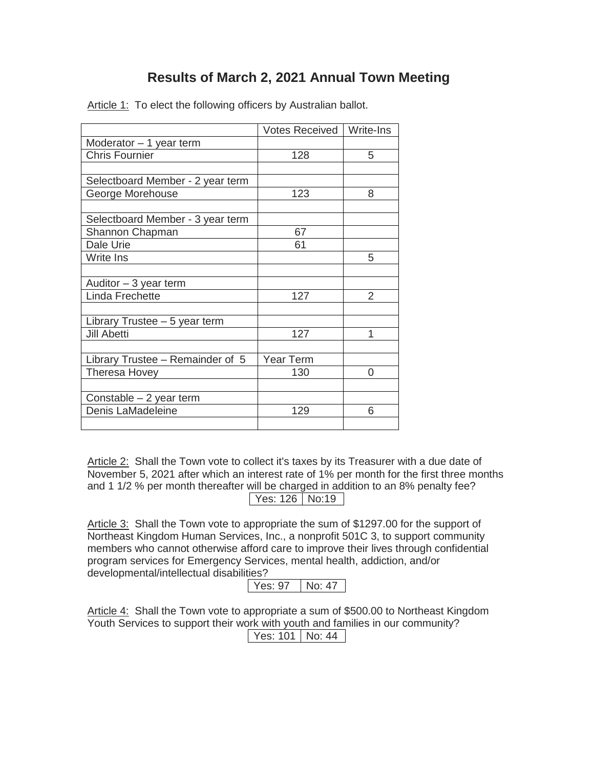# Results of March 2, 2021 Annual Town Meeting

Article 1: To elect the following officers by Australian ballot.

| | Votes Received | Write-Ins |
|---|---|---|
| Moderator – 1 year term | | |
| Chris Fournier | 128 | 5 |
| | | |
| Selectboard Member - 2 year term | | |
| George Morehouse | 123 | 8 |
| | | |
| Selectboard Member - 3 year term | | |
| Shannon Chapman | 67 | |
| Dale Urie | 61 | |
| Write Ins | | 5 |
| | | |
| Auditor – 3 year term | | |
| Linda Frechette | 127 | 2 |
| | | |
| Library Trustee – 5 year term | | |
| Jill Abetti | 127 | 1 |
| | | |
| Library Trustee – Remainder of 5 | Year Term | |
| Theresa Hovey | 130 | 0 |
| | | |
| Constable – 2 year term | | |
| Denis LaMadeleine | 129 | 6 |
| | | |

Article 2: Shall the Town vote to collect it's taxes by its Treasurer with a due date of November 5, 2021 after which an interest rate of 1% per month for the first three months and 1 1/2 % per month thereafter will be charged in addition to an 8% penalty fee?

| Yes: 126 | No:19 |
|---|---|

Article 3: Shall the Town vote to appropriate the sum of $1297.00 for the support of Northeast Kingdom Human Services, Inc., a nonprofit 501C 3, to support community members who cannot otherwise afford care to improve their lives through confidential program services for Emergency Services, mental health, addiction, and/or developmental/intellectual disabilities?

| Yes: 97 | No: 47 |
|---|---|

Article 4: Shall the Town vote to appropriate a sum of $500.00 to Northeast Kingdom Youth Services to support their work with youth and families in our community?

| Yes: 101 | No: 44 |
|---|---|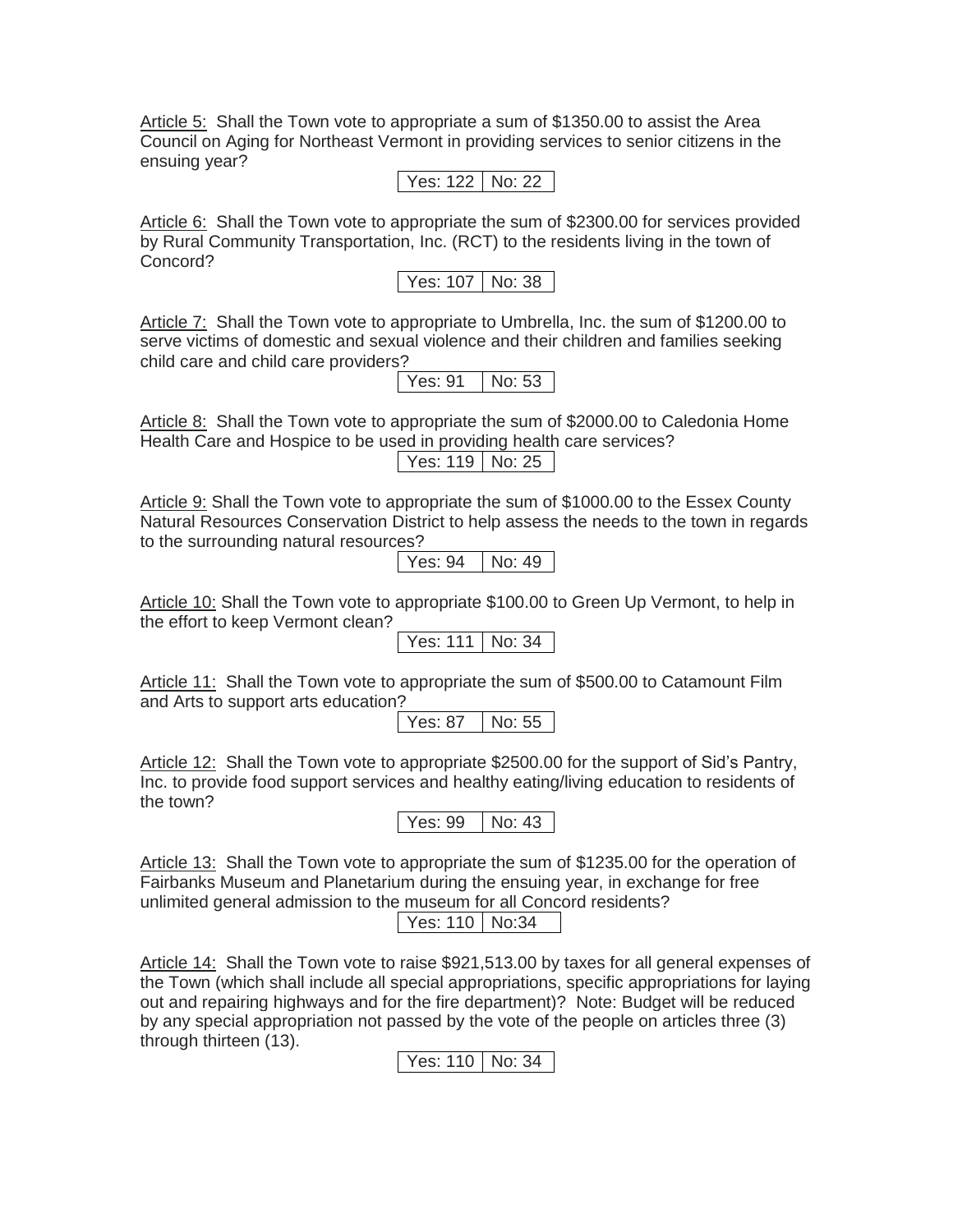Article 5: Shall the Town vote to appropriate a sum of $1350.00 to assist the Area Council on Aging for Northeast Vermont in providing services to senior citizens in the ensuing year?

| | |
|---|---|
| Yes: 122 | No: 22 |

Article 6: Shall the Town vote to appropriate the sum of $2300.00 for services provided by Rural Community Transportation, Inc. (RCT) to the residents living in the town of Concord?

| | |
|---|---|
| Yes: 107 | No: 38 |

Article 7: Shall the Town vote to appropriate to Umbrella, Inc. the sum of $1200.00 to serve victims of domestic and sexual violence and their children and families seeking child care and child care providers?

| | |
|---|---|
| Yes: 91 | No: 53 |

Article 8: Shall the Town vote to appropriate the sum of $2000.00 to Caledonia Home Health Care and Hospice to be used in providing health care services?

| | |
|---|---|
| Yes: 119 | No: 25 |

Article 9: Shall the Town vote to appropriate the sum of $1000.00 to the Essex County Natural Resources Conservation District to help assess the needs to the town in regards to the surrounding natural resources?

| | |
|---|---|
| Yes: 94 | No: 49 |

Article 10: Shall the Town vote to appropriate $100.00 to Green Up Vermont, to help in the effort to keep Vermont clean?

| | |
|---|---|
| Yes: 111 | No: 34 |

Article 11: Shall the Town vote to appropriate the sum of $500.00 to Catamount Film and Arts to support arts education?

| | |
|---|---|
| Yes: 87 | No: 55 |

Article 12: Shall the Town vote to appropriate $2500.00 for the support of Sid's Pantry, Inc. to provide food support services and healthy eating/living education to residents of the town?

| | |
|---|---|
| Yes: 99 | No: 43 |

Article 13: Shall the Town vote to appropriate the sum of $1235.00 for the operation of Fairbanks Museum and Planetarium during the ensuing year, in exchange for free unlimited general admission to the museum for all Concord residents?

| | |
|---|---|
| Yes: 110 | No:34 |

Article 14: Shall the Town vote to raise $921,513.00 by taxes for all general expenses of the Town (which shall include all special appropriations, specific appropriations for laying out and repairing highways and for the fire department)? Note: Budget will be reduced by any special appropriation not passed by the vote of the people on articles three (3) through thirteen (13).

| | |
|---|---|
| Yes: 110 | No: 34 |